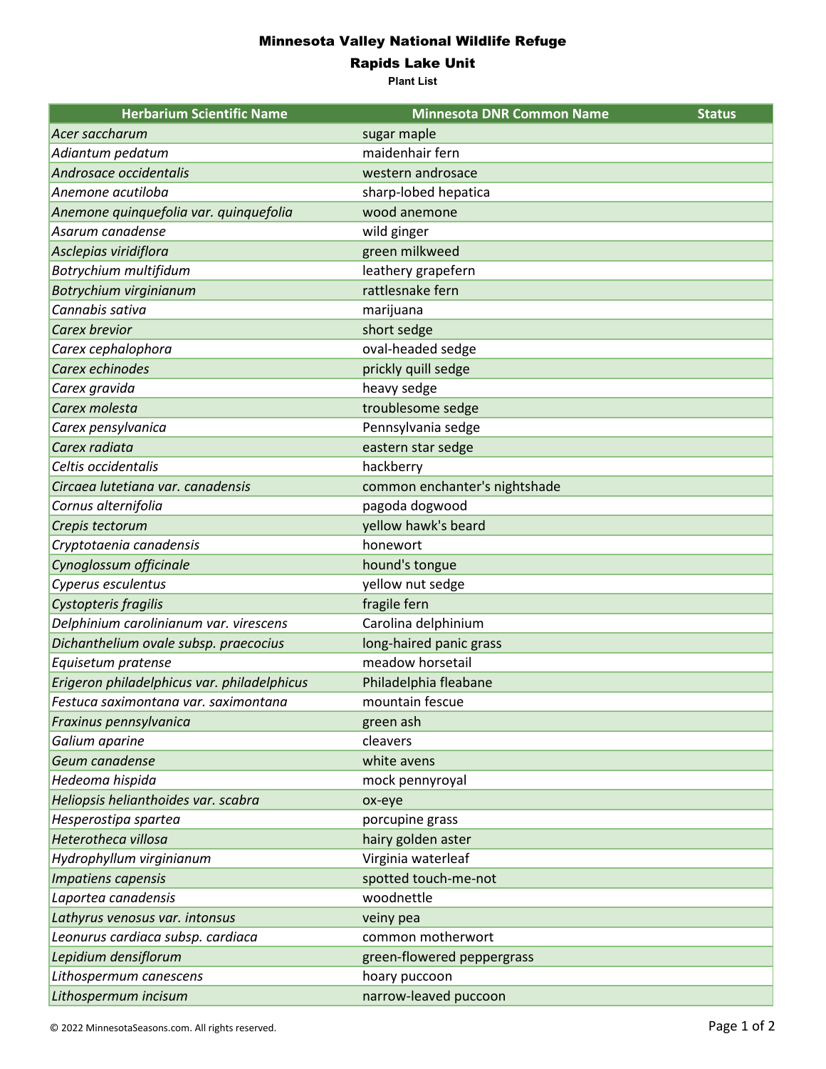# Minnesota Valley National Wildlife Refuge

## Rapids Lake Unit

### Plant List

| Herbarium Scientific Name | Minnesota DNR Common Name | Status |
|---|---|---|
| *Acer saccharum* | sugar maple | |
| *Adiantum pedatum* | maidenhair fern | |
| *Androsace occidentalis* | western androsace | |
| *Anemone acutiloba* | sharp-lobed hepatica | |
| *Anemone quinquefolia var. quinquefolia* | wood anemone | |
| *Asarum canadense* | wild ginger | |
| *Asclepias viridiflora* | green milkweed | |
| *Botrychium multifidum* | leathery grapefern | |
| *Botrychium virginianum* | rattlesnake fern | |
| *Cannabis sativa* | marijuana | |
| *Carex brevior* | short sedge | |
| *Carex cephalophora* | oval-headed sedge | |
| *Carex echinodes* | prickly quill sedge | |
| *Carex gravida* | heavy sedge | |
| *Carex molesta* | troublesome sedge | |
| *Carex pensylvanica* | Pennsylvania sedge | |
| *Carex radiata* | eastern star sedge | |
| *Celtis occidentalis* | hackberry | |
| *Circaea lutetiana var. canadensis* | common enchanter's nightshade | |
| *Cornus alternifolia* | pagoda dogwood | |
| *Crepis tectorum* | yellow hawk's beard | |
| *Cryptotaenia canadensis* | honewort | |
| *Cynoglossum officinale* | hound's tongue | |
| *Cyperus esculentus* | yellow nut sedge | |
| *Cystopteris fragilis* | fragile fern | |
| *Delphinium carolinianum var. virescens* | Carolina delphinium | |
| *Dichanthelium ovale subsp. praecocius* | long-haired panic grass | |
| *Equisetum pratense* | meadow horsetail | |
| *Erigeron philadelphicus var. philadelphicus* | Philadelphia fleabane | |
| *Festuca saximontana var. saximontana* | mountain fescue | |
| *Fraxinus pennsylvanica* | green ash | |
| *Galium aparine* | cleavers | |
| *Geum canadense* | white avens | |
| *Hedeoma hispida* | mock pennyroyal | |
| *Heliopsis helianthoides var. scabra* | ox-eye | |
| *Hesperostipa spartea* | porcupine grass | |
| *Heterotheca villosa* | hairy golden aster | |
| *Hydrophyllum virginianum* | Virginia waterleaf | |
| *Impatiens capensis* | spotted touch-me-not | |
| *Laportea canadensis* | woodnettle | |
| *Lathyrus venosus var. intonsus* | veiny pea | |
| *Leonurus cardiaca subsp. cardiaca* | common motherwort | |
| *Lepidium densiflorum* | green-flowered peppergrass | |
| *Lithospermum canescens* | hoary puccoon | |
| *Lithospermum incisum* | narrow-leaved puccoon | |

© 2022 MinnesotaSeasons.com. All rights reserved.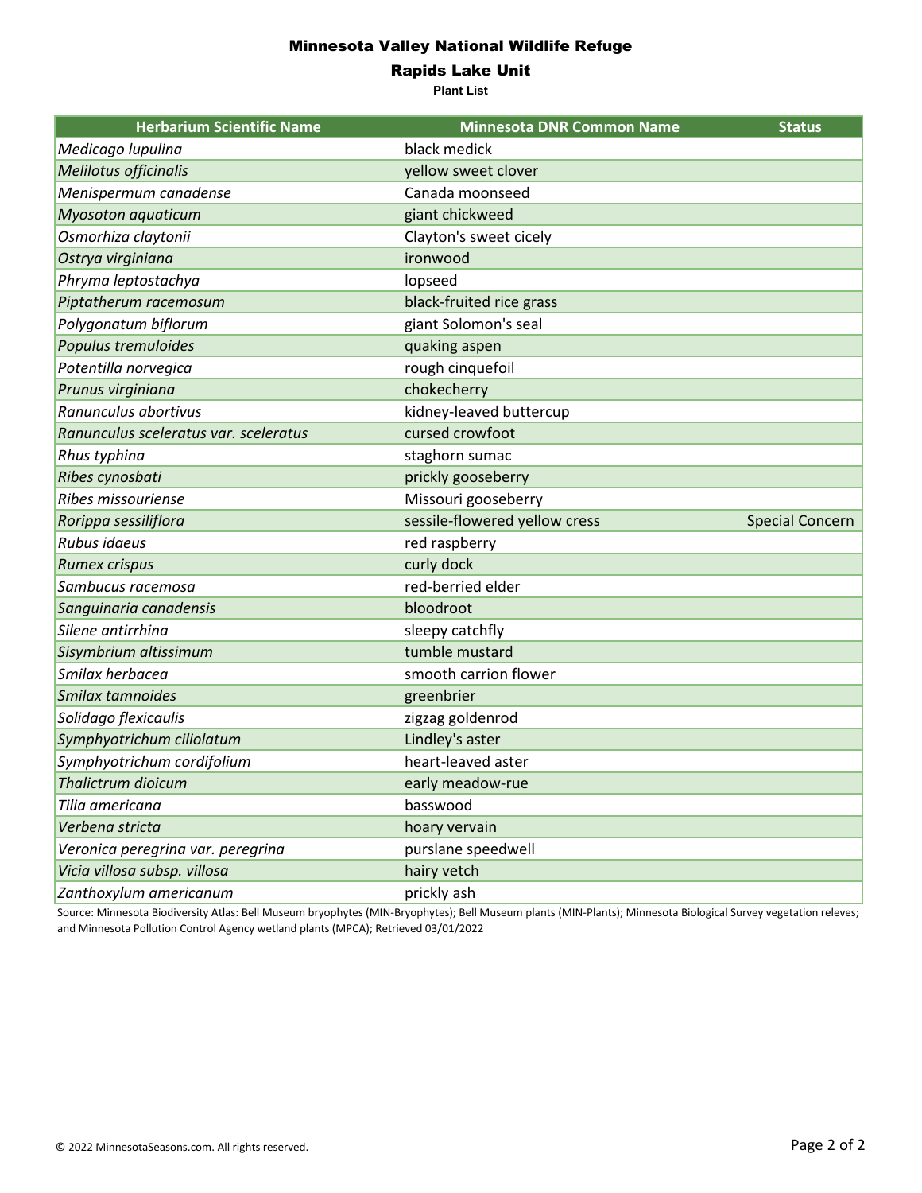# Minnesota Valley National Wildlife Refuge

## Rapids Lake Unit

### Plant List

| Herbarium Scientific Name | Minnesota DNR Common Name | Status |
|---|---|---|
| *Medicago lupulina* | black medick | |
| *Melilotus officinalis* | yellow sweet clover | |
| *Menispermum canadense* | Canada moonseed | |
| *Myosoton aquaticum* | giant chickweed | |
| *Osmorhiza claytonii* | Clayton's sweet cicely | |
| *Ostrya virginiana* | ironwood | |
| *Phryma leptostachya* | lopseed | |
| *Piptatherum racemosum* | black-fruited rice grass | |
| *Polygonatum biflorum* | giant Solomon's seal | |
| *Populus tremuloides* | quaking aspen | |
| *Potentilla norvegica* | rough cinquefoil | |
| *Prunus virginiana* | chokecherry | |
| *Ranunculus abortivus* | kidney-leaved buttercup | |
| *Ranunculus sceleratus var. sceleratus* | cursed crowfoot | |
| *Rhus typhina* | staghorn sumac | |
| *Ribes cynosbati* | prickly gooseberry | |
| *Ribes missouriense* | Missouri gooseberry | |
| *Rorippa sessiliflora* | sessile-flowered yellow cress | Special Concern |
| *Rubus idaeus* | red raspberry | |
| *Rumex crispus* | curly dock | |
| *Sambucus racemosa* | red-berried elder | |
| *Sanguinaria canadensis* | bloodroot | |
| *Silene antirrhina* | sleepy catchfly | |
| *Sisymbrium altissimum* | tumble mustard | |
| *Smilax herbacea* | smooth carrion flower | |
| *Smilax tamnoides* | greenbrier | |
| *Solidago flexicaulis* | zigzag goldenrod | |
| *Symphyotrichum ciliolatum* | Lindley's aster | |
| *Symphyotrichum cordifolium* | heart-leaved aster | |
| *Thalictrum dioicum* | early meadow-rue | |
| *Tilia americana* | basswood | |
| *Verbena stricta* | hoary vervain | |
| *Veronica peregrina var. peregrina* | purslane speedwell | |
| *Vicia villosa subsp. villosa* | hairy vetch | |
| *Zanthoxylum americanum* | prickly ash | |

Source: Minnesota Biodiversity Atlas: Bell Museum bryophytes (MIN-Bryophytes); Bell Museum plants (MIN-Plants); Minnesota Biological Survey vegetation releves; and Minnesota Pollution Control Agency wetland plants (MPCA); Retrieved 03/01/2022

© 2022 MinnesotaSeasons.com. All rights reserved.